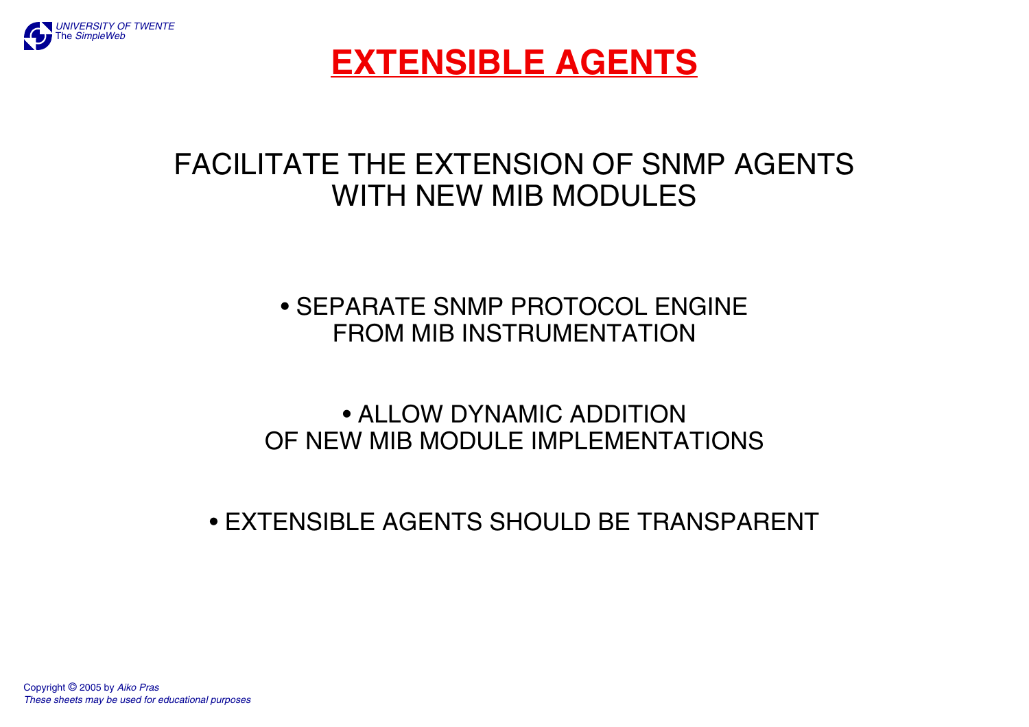# EXTENSIBLE AGENTS

FACILITATE THE EXTENSION OF SNMP AGENTS WITH NEW MIB MODULES

- SEPARATE SNMP PROTOCOL ENGINE FROM MIB INSTRUMENTATION

- ALLOW DYNAMIC ADDITION OF NEW MIB MODULE IMPLEMENTATIONS

- EXTENSIBLE AGENTS SHOULD BE TRANSPARENT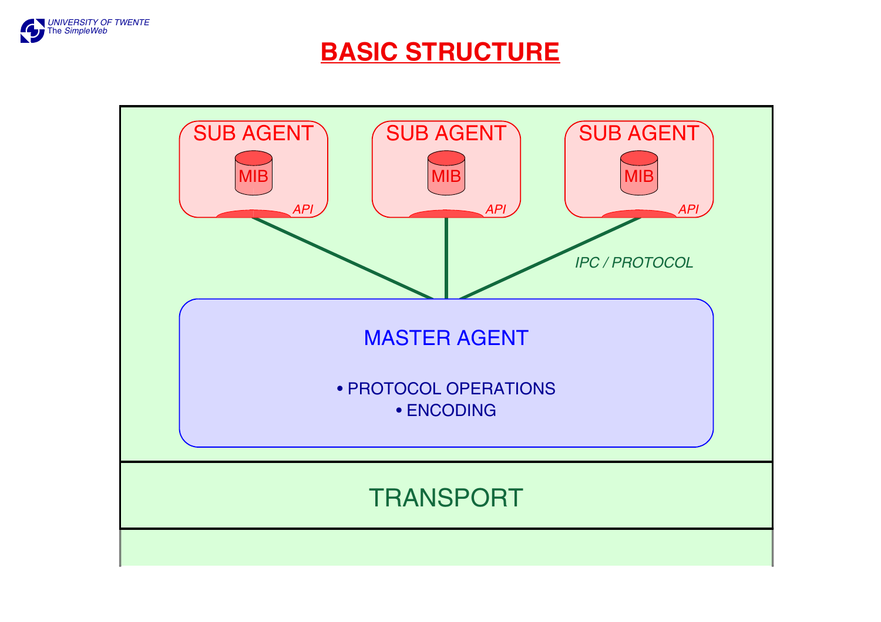# BASIC STRUCTURE

SUB AGENT

MIB

*API*

SUB AGENT

MIB

*API*

SUB AGENT

MIB

*API*

*IPC / PROTOCOL*

MASTER AGENT

- PROTOCOL OPERATIONS
- ENCODING

TRANSPORT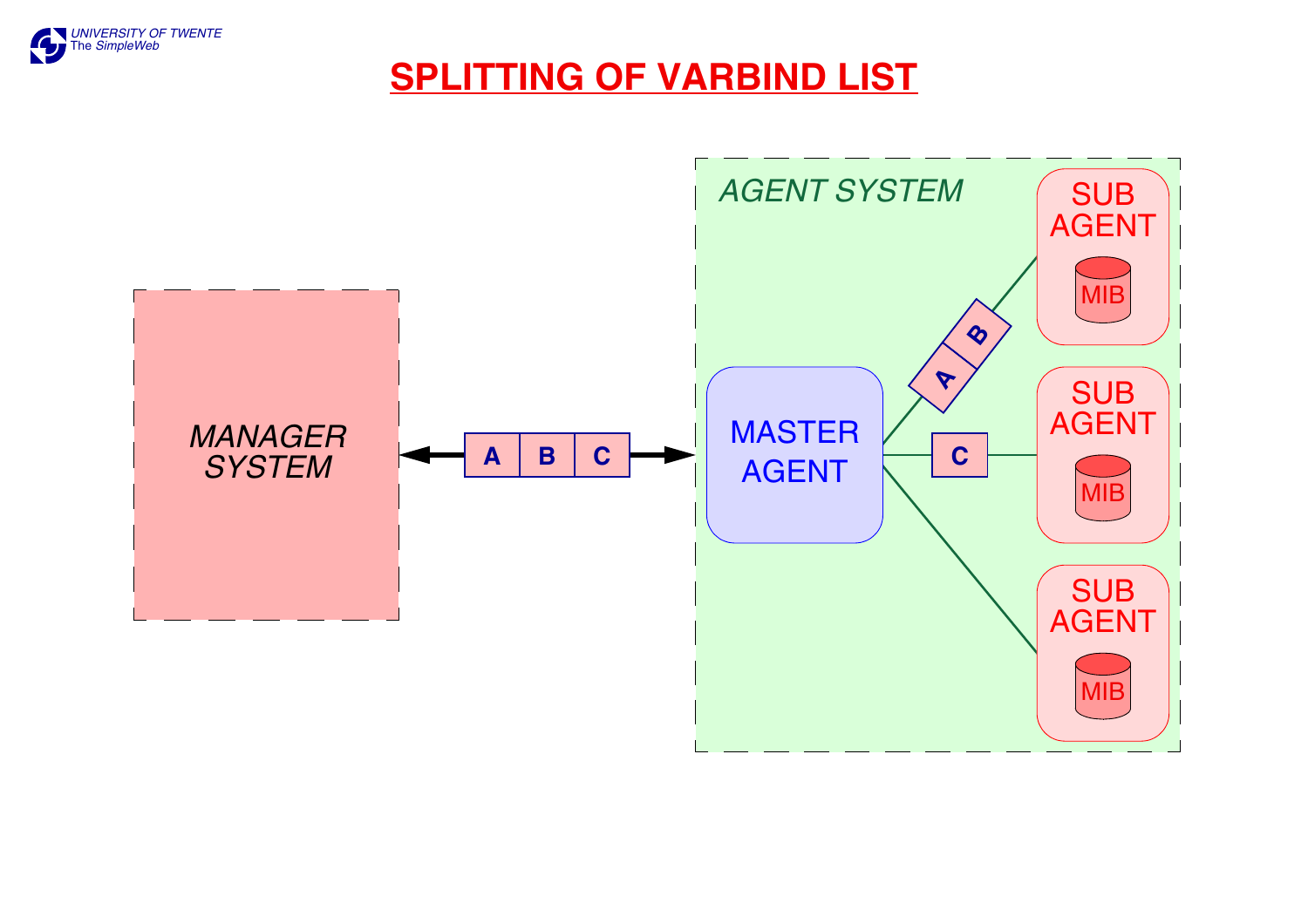# SPLITTING OF VARBIND LIST

MANAGER SYSTEM

A B C

AGENT SYSTEM

MASTER AGENT

A B

C

SUB AGENT
MIB

SUB AGENT
MIB

SUB AGENT
MIB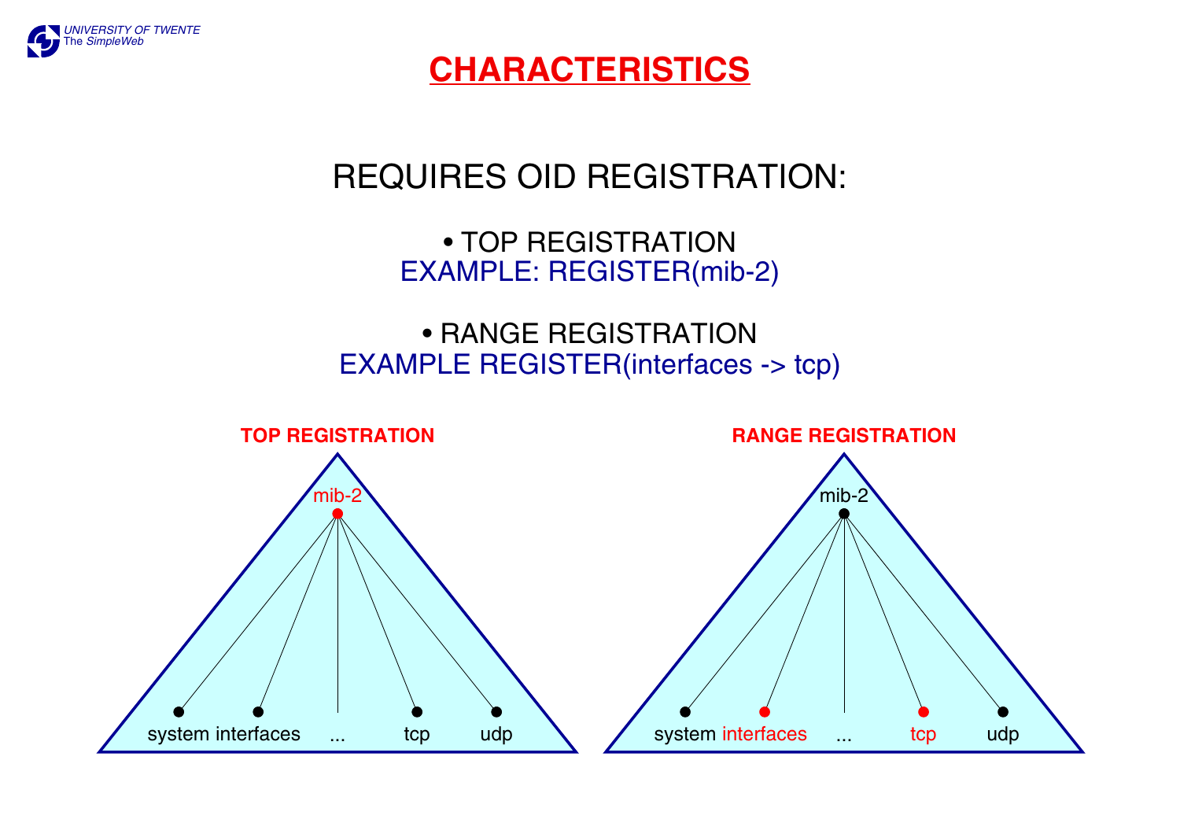# CHARACTERISTICS

REQUIRES OID REGISTRATION:

- TOP REGISTRATION
  EXAMPLE: REGISTER(mib-2)

- RANGE REGISTRATION
  EXAMPLE REGISTER(interfaces -> tcp)

**TOP REGISTRATION**

mib-2

system interfaces ... tcp udp

**RANGE REGISTRATION**

mib-2

system interfaces ... tcp udp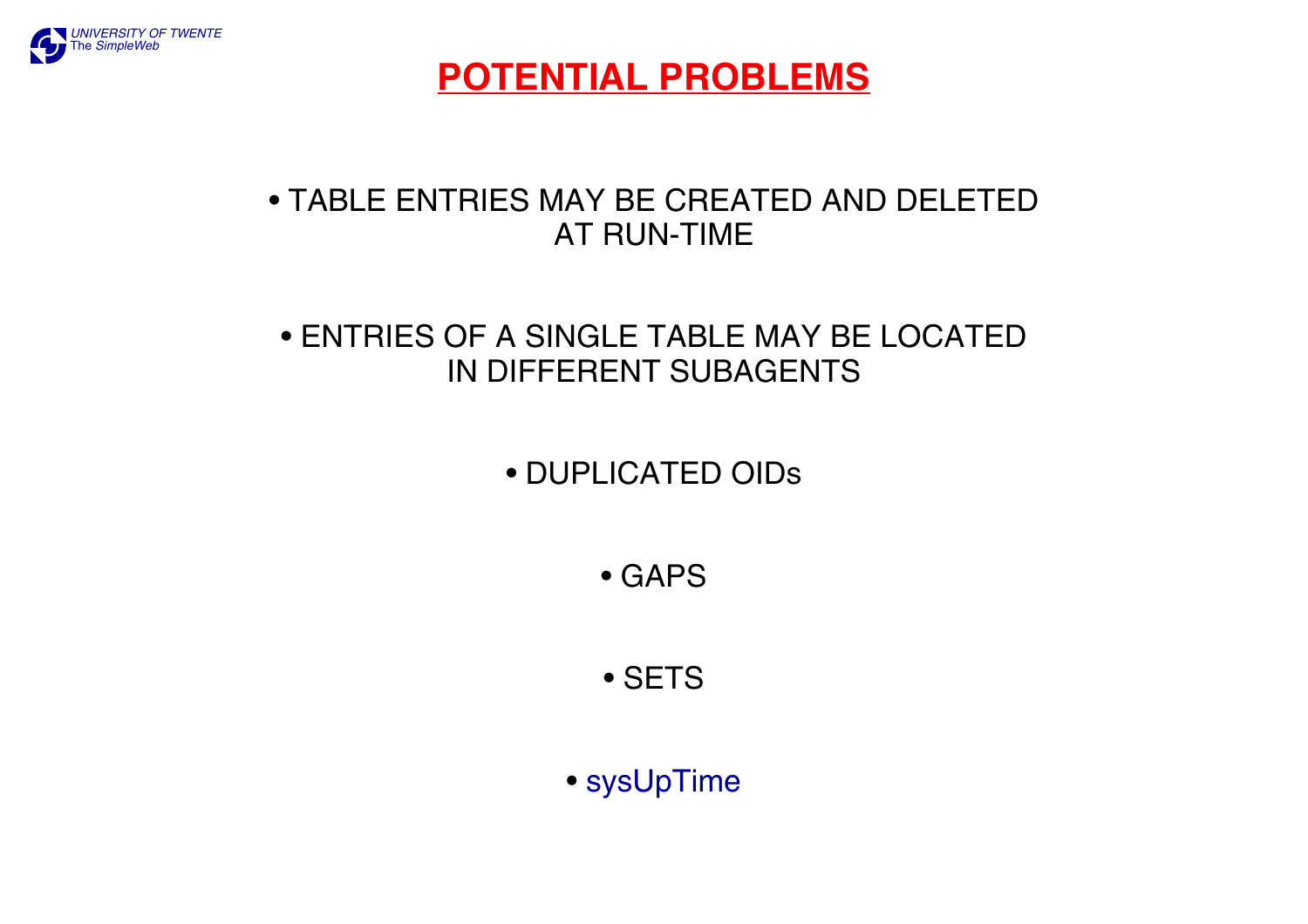# POTENTIAL PROBLEMS

- TABLE ENTRIES MAY BE CREATED AND DELETED AT RUN-TIME
- ENTRIES OF A SINGLE TABLE MAY BE LOCATED IN DIFFERENT SUBAGENTS
- DUPLICATED OIDs
- GAPS
- SETS
- sysUpTime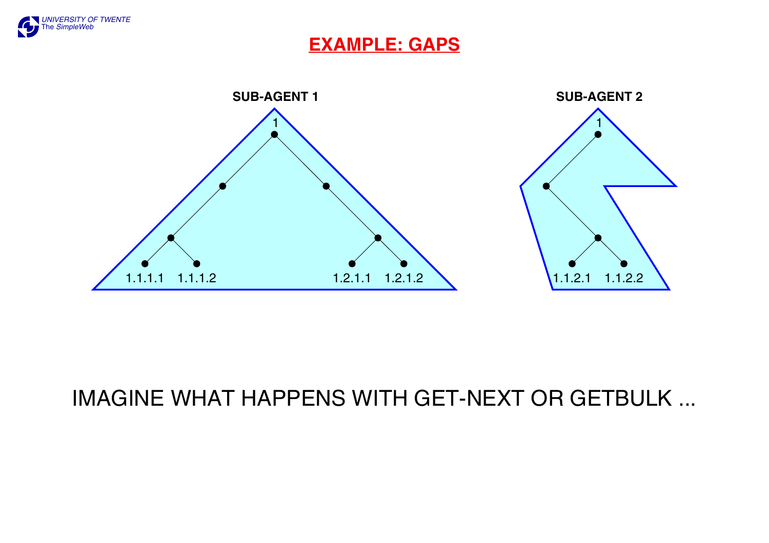# EXAMPLE: GAPS

**SUB-AGENT 1**

1

1.1.1.1 1.1.1.2 1.2.1.1 1.2.1.2

**SUB-AGENT 2**

1

1.1.2.1 1.1.2.2

IMAGINE WHAT HAPPENS WITH GET-NEXT OR GETBULK ...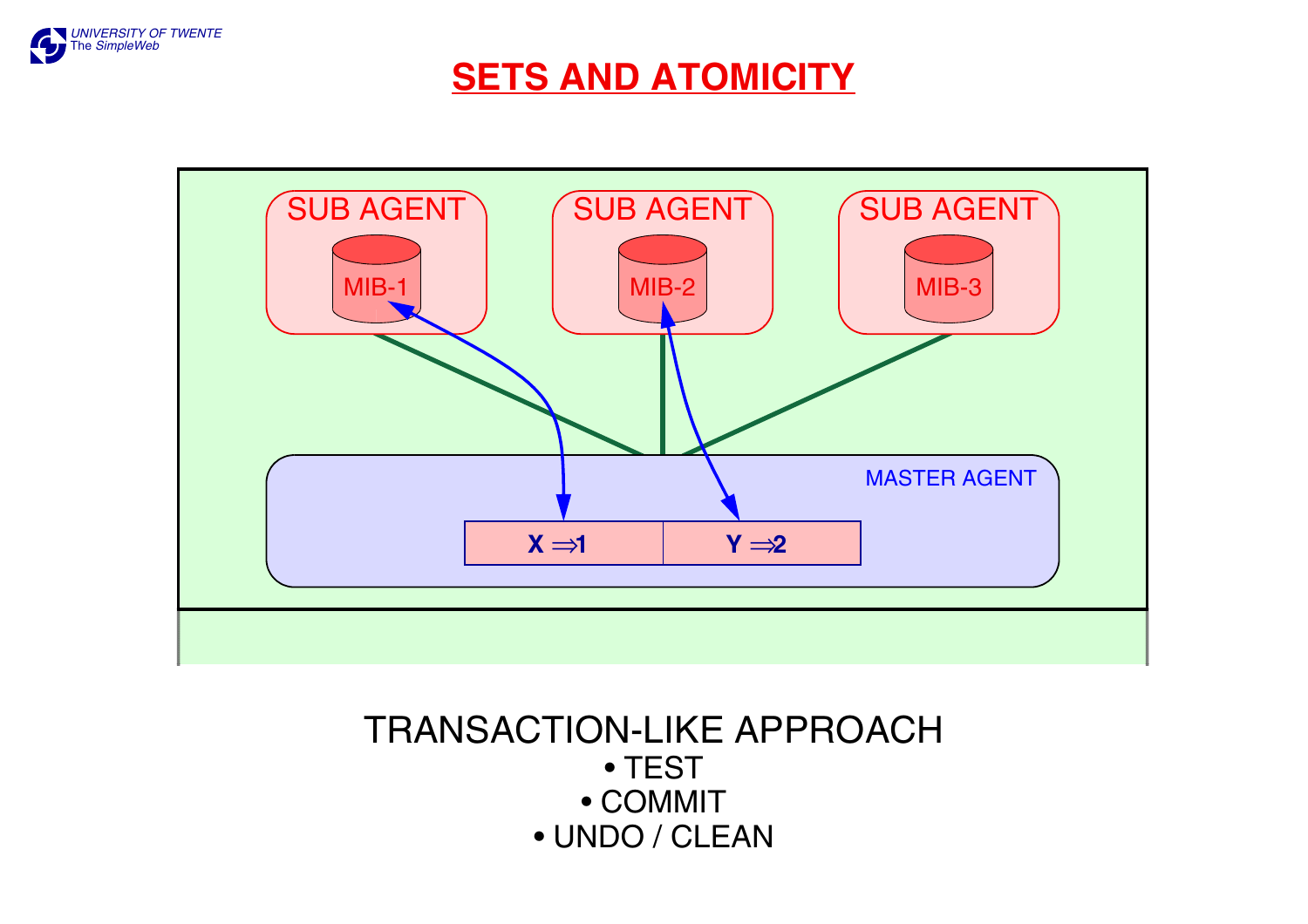# SETS AND ATOMICITY

SUB AGENT MIB-1 | SUB AGENT MIB-2 | SUB AGENT MIB-3

MASTER AGENT

X ⇒1 | Y ⇒2

TRANSACTION-LIKE APPROACH

- TEST
- COMMIT
- UNDO / CLEAN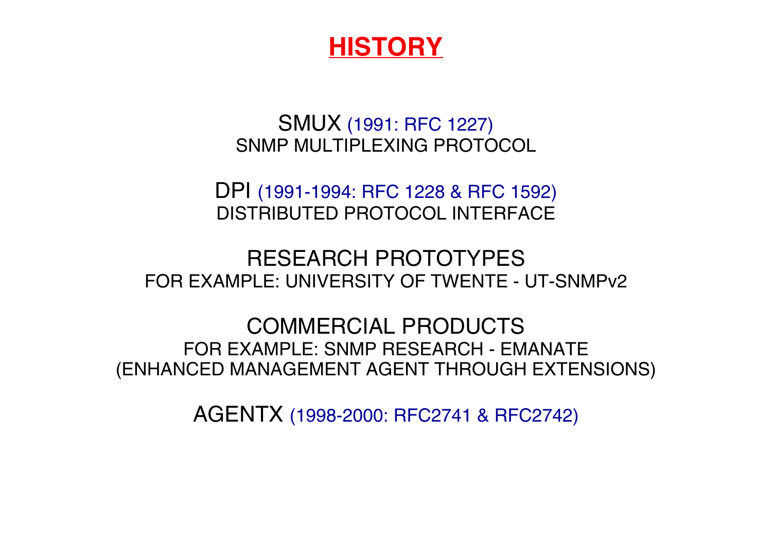# HISTORY

SMUX (1991: RFC 1227)
SNMP MULTIPLEXING PROTOCOL

DPI (1991-1994: RFC 1228 & RFC 1592)
DISTRIBUTED PROTOCOL INTERFACE

RESEARCH PROTOTYPES
FOR EXAMPLE: UNIVERSITY OF TWENTE - UT-SNMPv2

COMMERCIAL PRODUCTS
FOR EXAMPLE: SNMP RESEARCH - EMANATE
(ENHANCED MANAGEMENT AGENT THROUGH EXTENSIONS)

AGENTX (1998-2000: RFC2741 & RFC2742)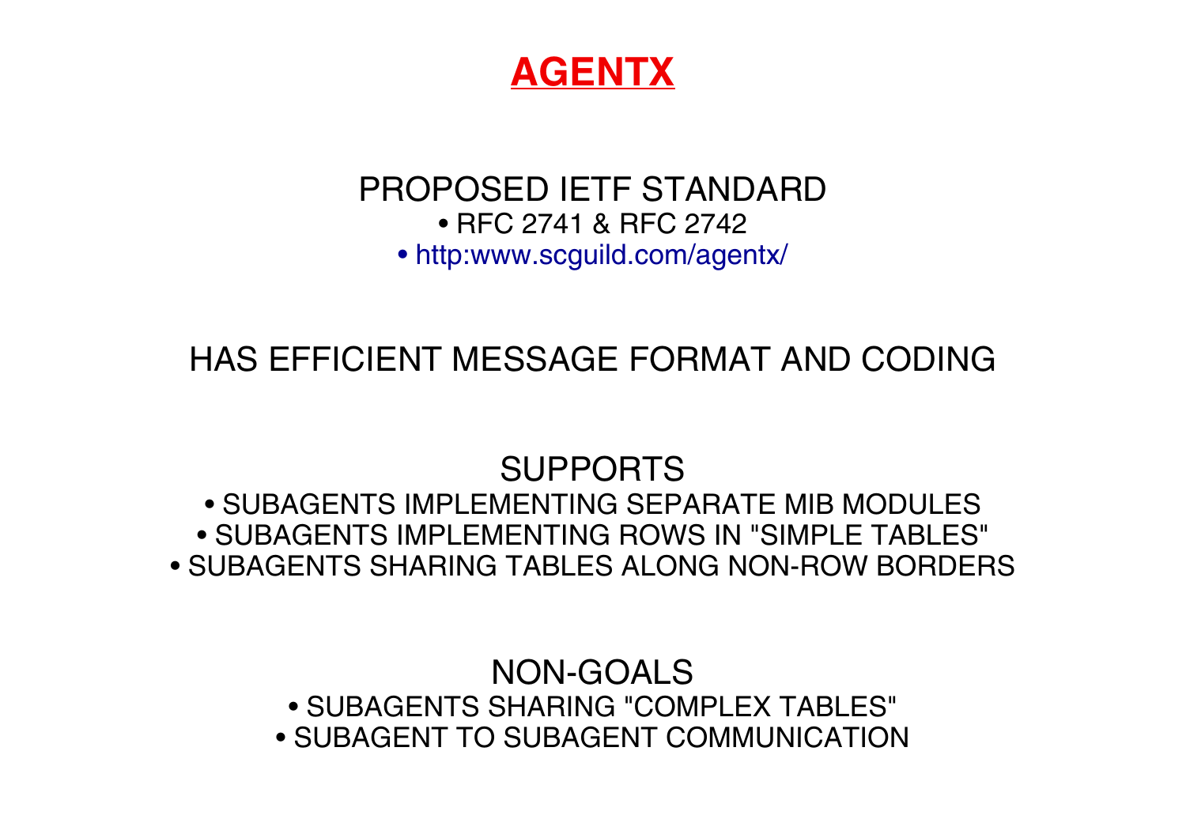# AGENTX

## PROPOSED IETF STANDARD

- RFC 2741 & RFC 2742
- http:www.scguild.com/agentx/

## HAS EFFICIENT MESSAGE FORMAT AND CODING

## SUPPORTS

- SUBAGENTS IMPLEMENTING SEPARATE MIB MODULES
- SUBAGENTS IMPLEMENTING ROWS IN "SIMPLE TABLES"
- SUBAGENTS SHARING TABLES ALONG NON-ROW BORDERS

## NON-GOALS

- SUBAGENTS SHARING "COMPLEX TABLES"
- SUBAGENT TO SUBAGENT COMMUNICATION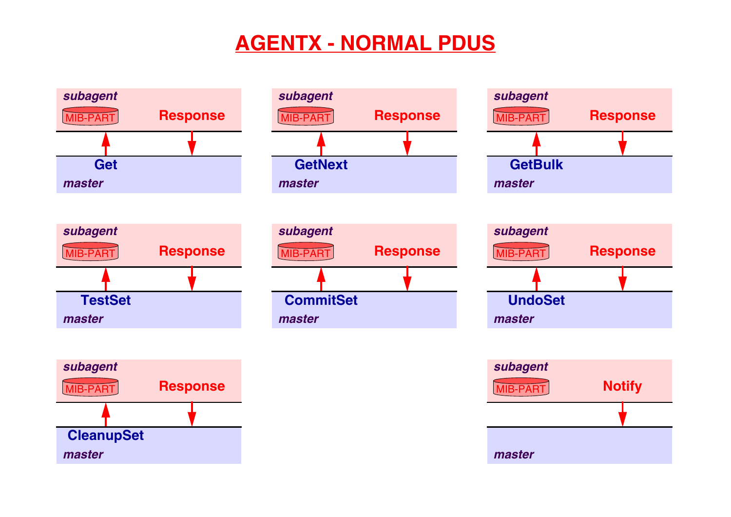# AGENTX - NORMAL PDUS

**subagent**
MIB-PART
**Response**

**Get**
**master**

**subagent**
MIB-PART
**Response**

**GetNext**
**master**

**subagent**
MIB-PART
**Response**

**GetBulk**
**master**

**subagent**
MIB-PART
**Response**

**TestSet**
**master**

**subagent**
MIB-PART
**Response**

**CommitSet**
**master**

**subagent**
MIB-PART
**Response**

**UndoSet**
**master**

**subagent**
MIB-PART
**Response**

**CleanupSet**
**master**

**subagent**
MIB-PART
**Notify**

**master**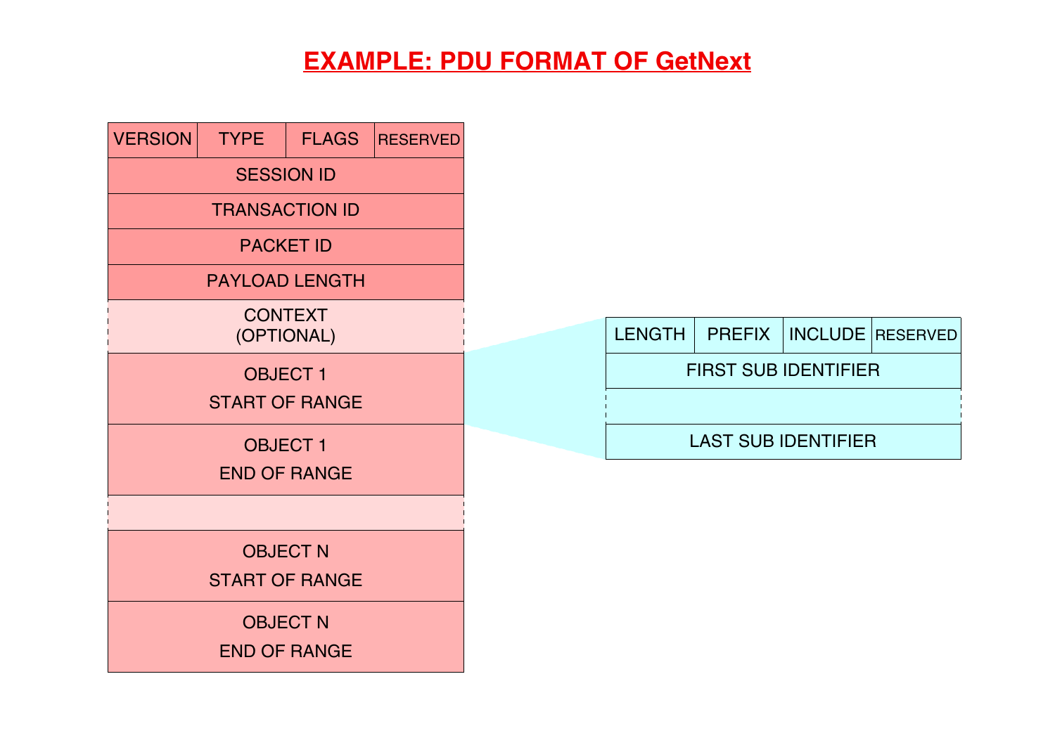# EXAMPLE: PDU FORMAT OF GetNext

| VERSION | TYPE | FLAGS | RESERVED |
|---|---|---|---|
| SESSION ID | | | |
| TRANSACTION ID | | | |
| PACKET ID | | | |
| PAYLOAD LENGTH | | | |
| CONTEXT (OPTIONAL) | | | |
| OBJECT 1 START OF RANGE | | | |
| OBJECT 1 END OF RANGE | | | |
| | | | |
| OBJECT N START OF RANGE | | | |
| OBJECT N END OF RANGE | | | |

| LENGTH | PREFIX | INCLUDE | RESERVED |
|---|---|---|---|
| FIRST SUB IDENTIFIER | | | |
| | | | |
| LAST SUB IDENTIFIER | | | |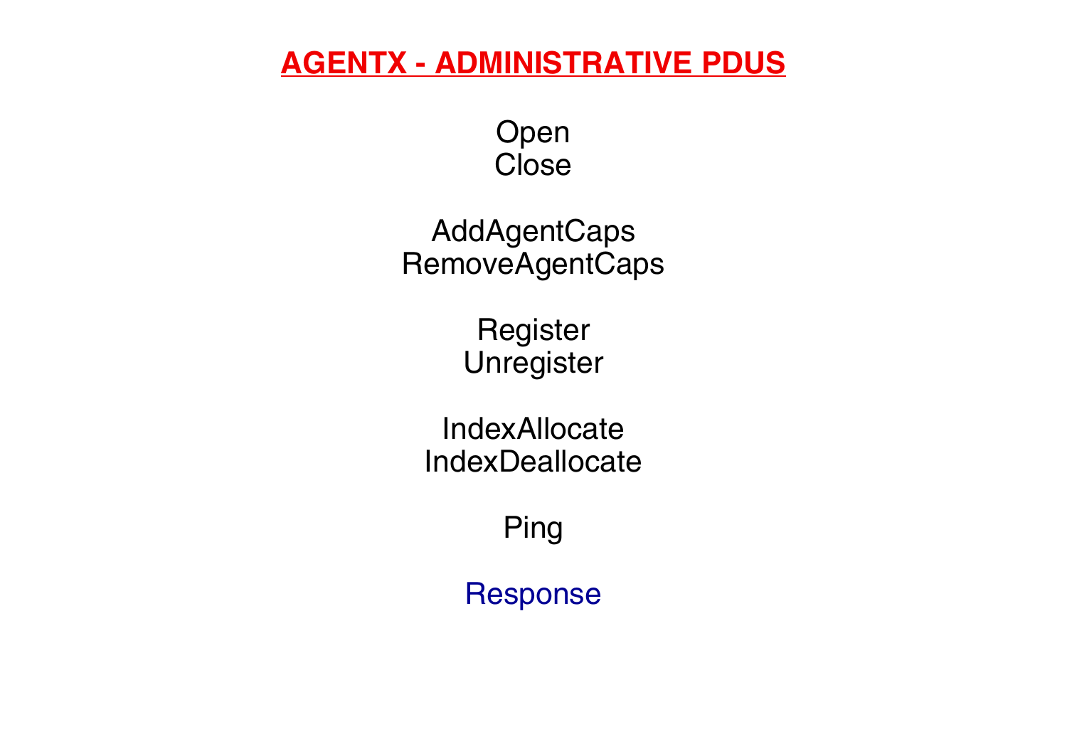# AGENTX - ADMINISTRATIVE PDUS

Open
Close

AddAgentCaps
RemoveAgentCaps

Register
Unregister

IndexAllocate
IndexDeallocate

Ping

Response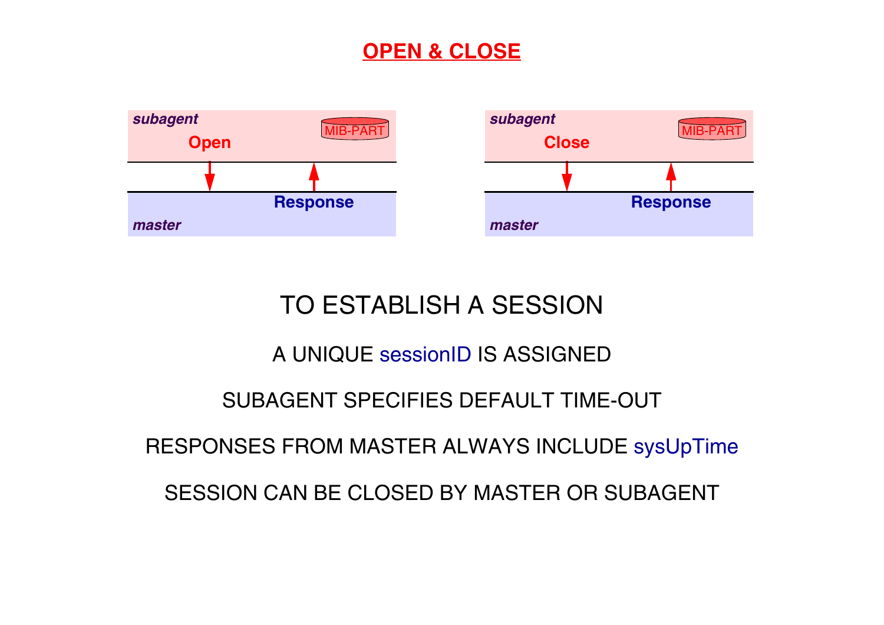# OPEN & CLOSE

*subagent*

**Open**

MIB-PART

**Response**

*master*

*subagent*

**Close**

MIB-PART

**Response**

*master*

## TO ESTABLISH A SESSION

A UNIQUE sessionID IS ASSIGNED

SUBAGENT SPECIFIES DEFAULT TIME-OUT

RESPONSES FROM MASTER ALWAYS INCLUDE sysUpTime

SESSION CAN BE CLOSED BY MASTER OR SUBAGENT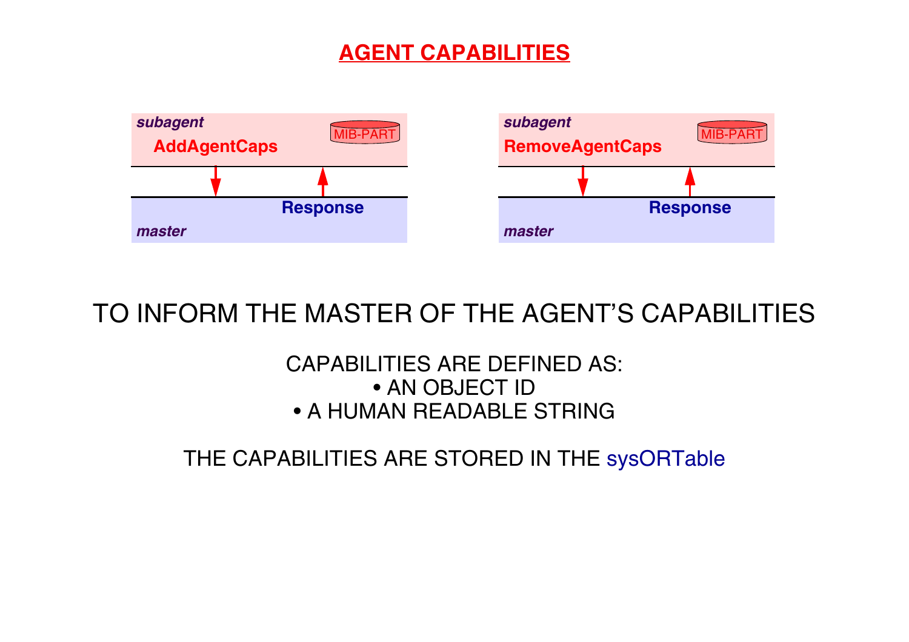# AGENT CAPABILITIES

*subagent*

**AddAgentCaps**

MIB-PART

**Response**

*master*

*subagent*

**RemoveAgentCaps**

MIB-PART

**Response**

*master*

TO INFORM THE MASTER OF THE AGENT'S CAPABILITIES

CAPABILITIES ARE DEFINED AS:

- AN OBJECT ID
- A HUMAN READABLE STRING

THE CAPABILITIES ARE STORED IN THE sysORTable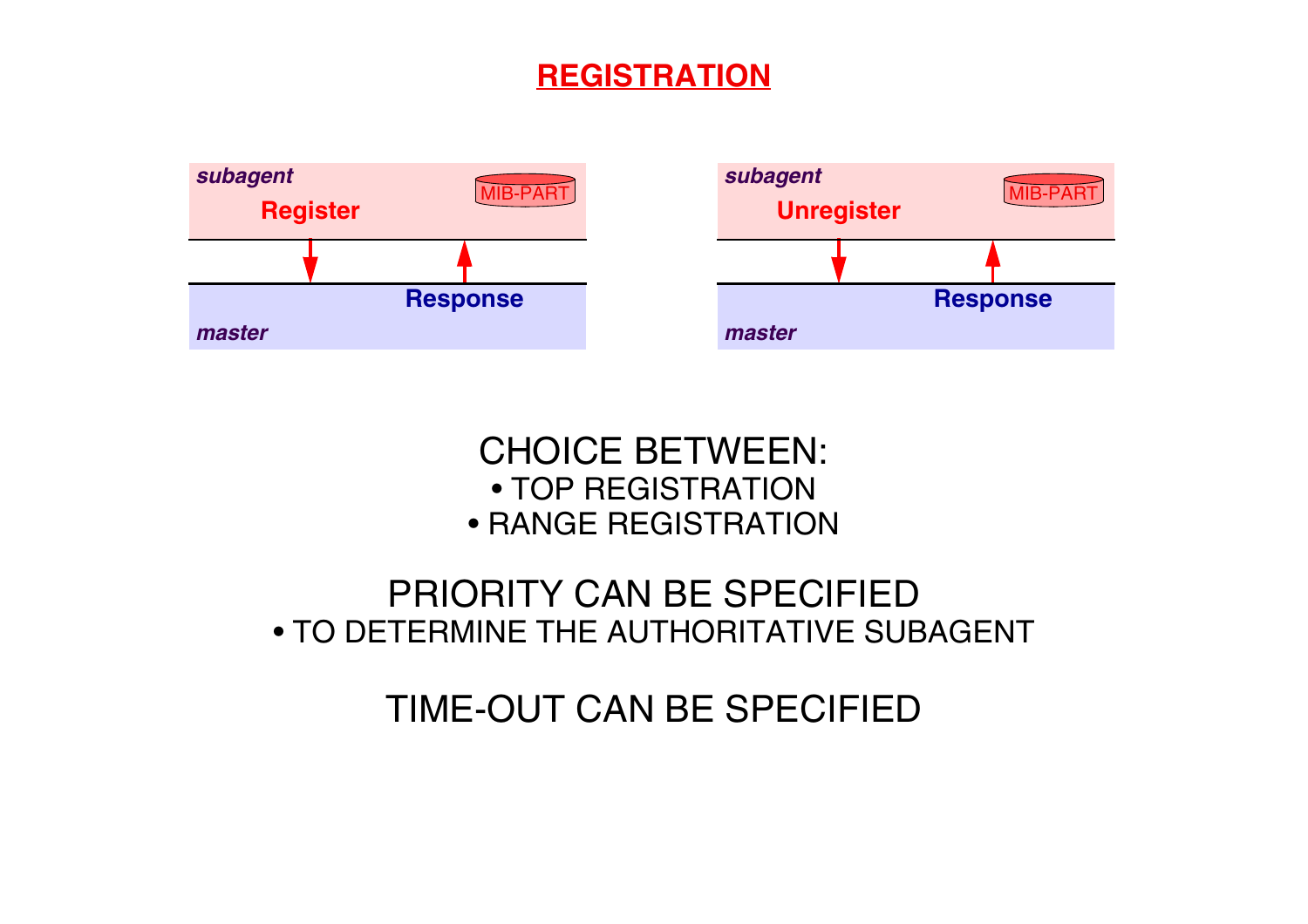# REGISTRATION

subagent — Register — MIB-PART

master — Response

subagent — Unregister — MIB-PART

master — Response

CHOICE BETWEEN:
- TOP REGISTRATION
- RANGE REGISTRATION

PRIORITY CAN BE SPECIFIED
- TO DETERMINE THE AUTHORITATIVE SUBAGENT

TIME-OUT CAN BE SPECIFIED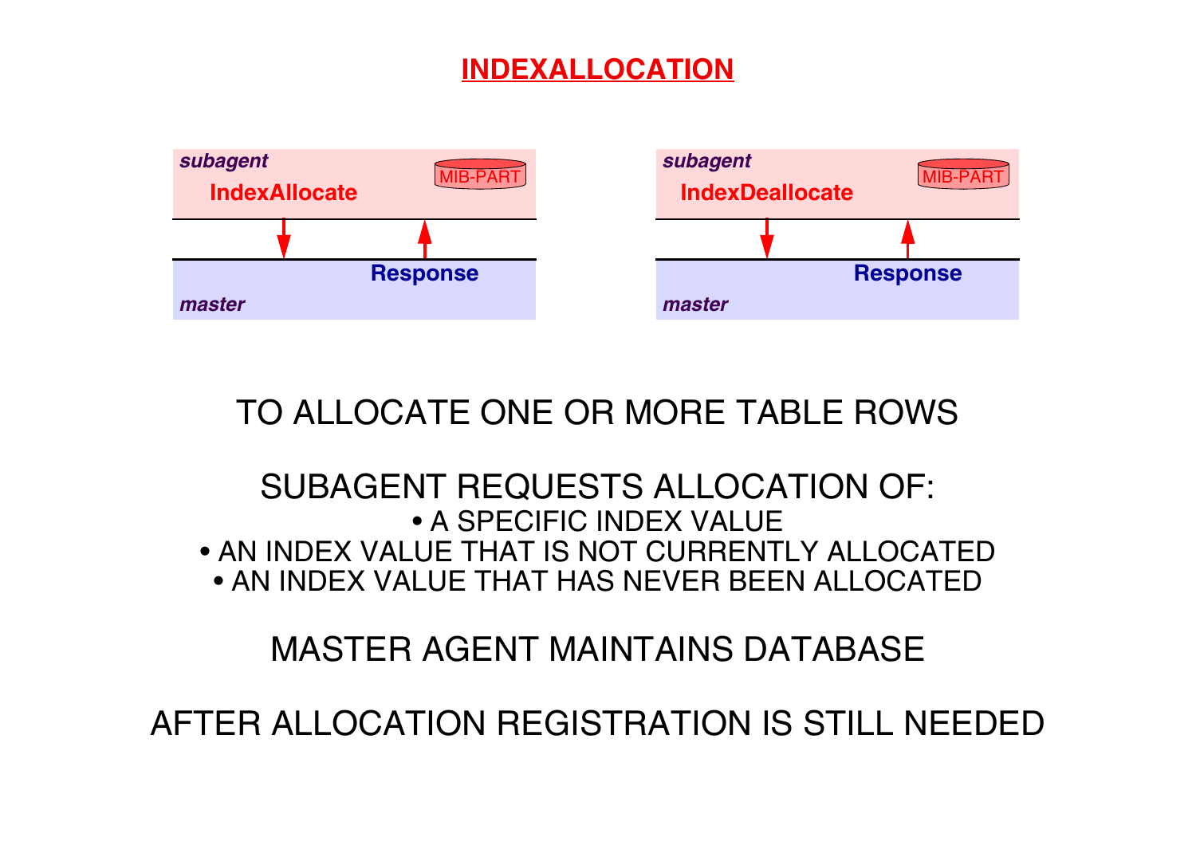# INDEXALLOCATION

*subagent*

**IndexAllocate**

MIB-PART

**Response**

*master*

*subagent*

**IndexDeallocate**

MIB-PART

**Response**

*master*

TO ALLOCATE ONE OR MORE TABLE ROWS

SUBAGENT REQUESTS ALLOCATION OF:

- A SPECIFIC INDEX VALUE
- AN INDEX VALUE THAT IS NOT CURRENTLY ALLOCATED
- AN INDEX VALUE THAT HAS NEVER BEEN ALLOCATED

MASTER AGENT MAINTAINS DATABASE

AFTER ALLOCATION REGISTRATION IS STILL NEEDED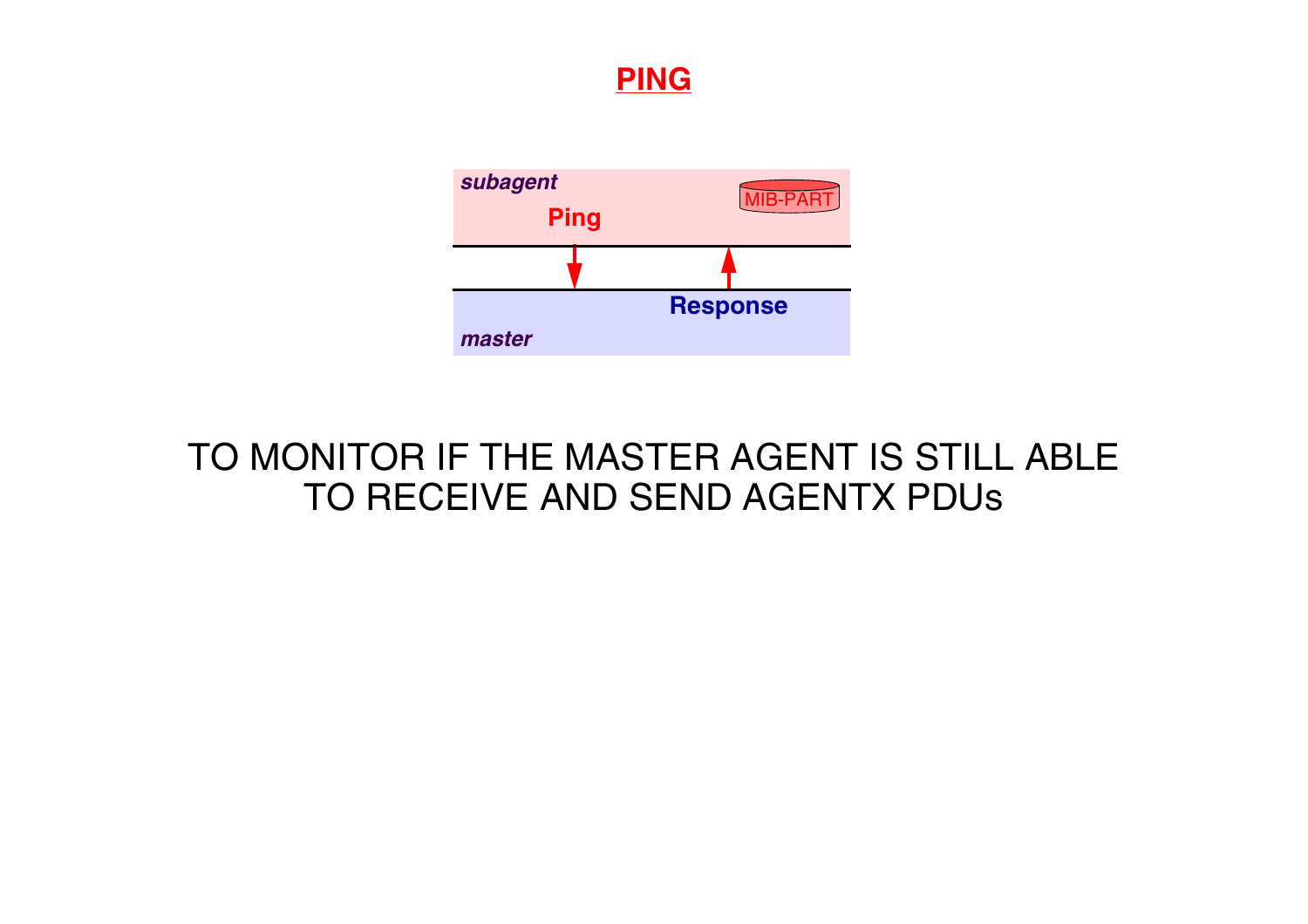# PING

subagent

Ping

MIB-PART

Response

master

TO MONITOR IF THE MASTER AGENT IS STILL ABLE TO RECEIVE AND SEND AGENTX PDUs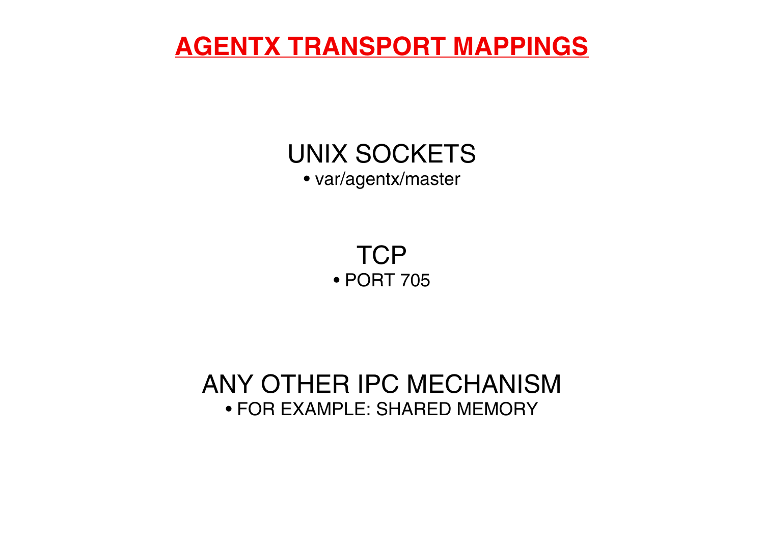# AGENTX TRANSPORT MAPPINGS

## UNIX SOCKETS

- var/agentx/master

## TCP

- PORT 705

## ANY OTHER IPC MECHANISM

- FOR EXAMPLE: SHARED MEMORY